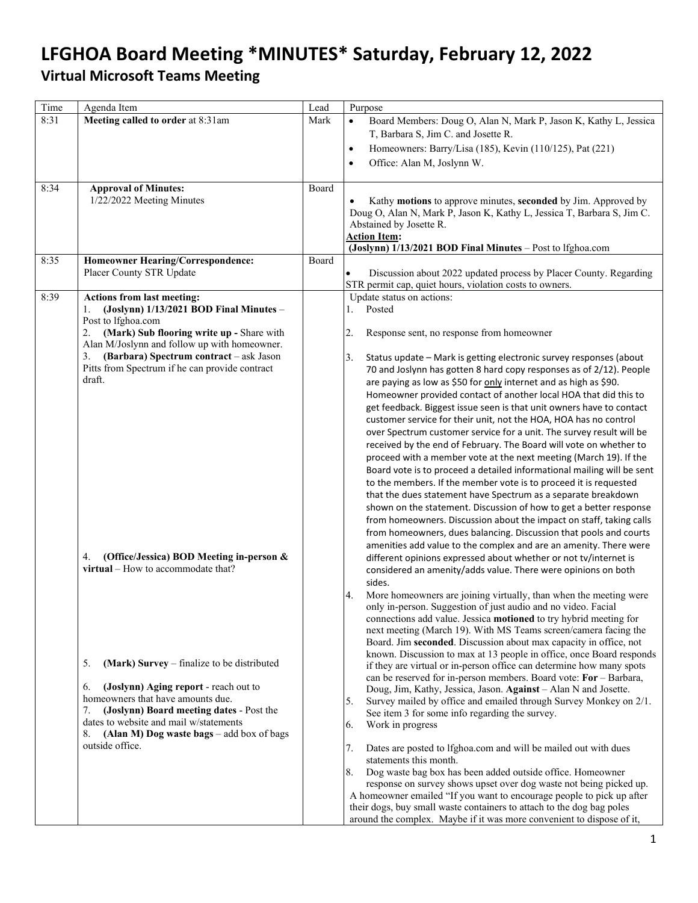# LFGHOA Board Meeting *MINUTES* Saturday, February 12, 2022

## Virtual Microsoft Teams Meeting

| Time | Agenda Item | Lead | Purpose |
|---|---|---|---|
| 8:31 | **Meeting called to order** at 8:31am | Mark | • Board Members: Doug O, Alan N, Mark P, Jason K, Kathy L, Jessica T, Barbara S, Jim C. and Josette R.<br>• Homeowners: Barry/Lisa (185), Kevin (110/125), Pat (221)<br>• Office: Alan M, Joslynn W. |
| 8:34 | **Approval of Minutes:**<br>1/22/2022 Meeting Minutes | Board | • Kathy **motions** to approve minutes, **seconded** by Jim. Approved by Doug O, Alan N, Mark P, Jason K, Kathy L, Jessica T, Barbara S, Jim C. Abstained by Josette R.<br>**Action Item:**<br>**(Joslynn) 1/13/2021 BOD Final Minutes** – Post to lfghoa.com |
| 8:35 | **Homeowner Hearing/Correspondence:**<br>Placer County STR Update | Board | • Discussion about 2022 updated process by Placer County. Regarding STR permit cap, quiet hours, violation costs to owners. |
| 8:39 | **Actions from last meeting:**<br>1. **(Joslynn) 1/13/2021 BOD Final Minutes** – Post to lfghoa.com<br>2. **(Mark) Sub flooring write up -** Share with Alan M/Joslynn and follow up with homeowner.<br>3. **(Barbara) Spectrum contract** – ask Jason Pitts from Spectrum if he can provide contract draft.<br>4. **(Office/Jessica) BOD Meeting in-person & virtual** – How to accommodate that?<br>5. **(Mark) Survey** – finalize to be distributed<br>6. **(Joslynn) Aging report** - reach out to homeowners that have amounts due.<br>7. **(Joslynn) Board meeting dates** - Post the dates to website and mail w/statements<br>8. **(Alan M) Dog waste bags** – add box of bags outside office. | | Update status on actions:<br>1. Posted<br>2. Response sent, no response from homeowner<br>3. Status update – Mark is getting electronic survey responses (about 70 and Joslynn has gotten 8 hard copy responses as of 2/12). People are paying as low as $50 for <u>only</u> internet and as high as $90. Homeowner provided contact of another local HOA that did this to get feedback. Biggest issue seen is that unit owners have to contact customer service for their unit, not the HOA, HOA has no control over Spectrum customer service for a unit. The survey result will be received by the end of February. The Board will vote on whether to proceed with a member vote at the next meeting (March 19). If the Board vote is to proceed a detailed informational mailing will be sent to the members. If the member vote is to proceed it is requested that the dues statement have Spectrum as a separate breakdown shown on the statement. Discussion of how to get a better response from homeowners. Discussion about the impact on staff, taking calls from homeowners, dues balancing. Discussion that pools and courts amenities add value to the complex and are an amenity. There were different opinions expressed about whether or not tv/internet is considered an amenity/adds value. There were opinions on both sides.<br>4. More homeowners are joining virtually, than when the meeting were only in-person. Suggestion of just audio and no video. Facial connections add value. Jessica **motioned** to try hybrid meeting for next meeting (March 19). With MS Teams screen/camera facing the Board. Jim **seconded**. Discussion about max capacity in office, not known. Discussion to max at 13 people in office, once Board responds if they are virtual or in-person office can determine how many spots can be reserved for in-person members. Board vote: **For** – Barbara, Doug, Jim, Kathy, Jessica, Jason. **Against** – Alan N and Josette.<br>5. Survey mailed by office and emailed through Survey Monkey on 2/1. See item 3 for some info regarding the survey.<br>6. Work in progress<br>7. Dates are posted to lfghoa.com and will be mailed out with dues statements this month.<br>8. Dog waste bag box has been added outside office. Homeowner response on survey shows upset over dog waste not being picked up. A homeowner emailed "If you want to encourage people to pick up after their dogs, buy small waste containers to attach to the dog bag poles around the complex. Maybe if it was more convenient to dispose of it, |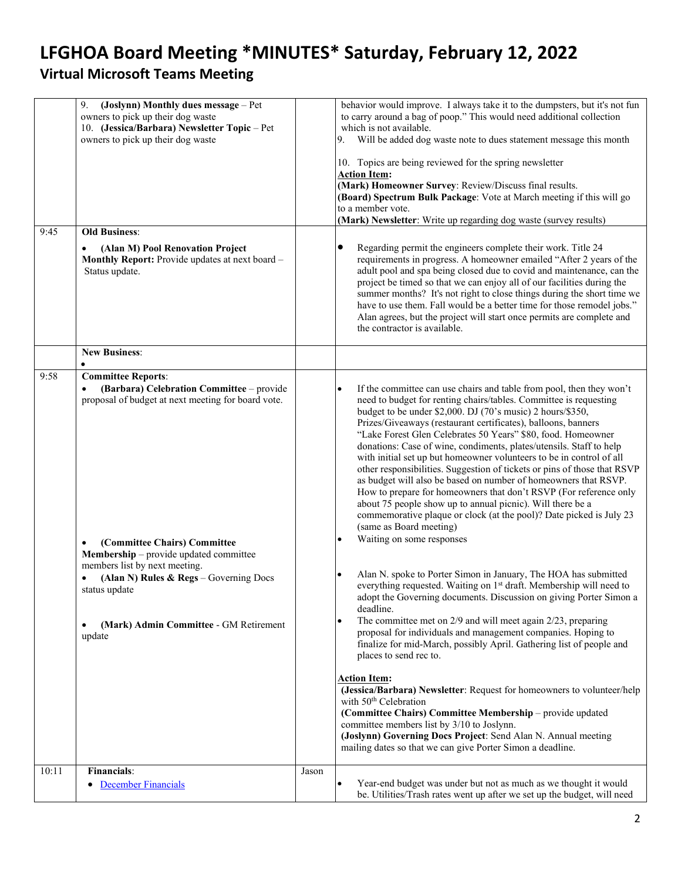# LFGHOA Board Meeting *MINUTES* Saturday, February 12, 2022

## Virtual Microsoft Teams Meeting

| | | | |
|---|---|---|---|
| | 9. **(Joslynn) Monthly dues message** – Pet owners to pick up their dog waste<br>10. **(Jessica/Barbara) Newsletter Topic** – Pet owners to pick up their dog waste | | behavior would improve. I always take it to the dumpsters, but it's not fun to carry around a bag of poop." This would need additional collection which is not available.<br>9. Will be added dog waste note to dues statement message this month<br><br>10. Topics are being reviewed for the spring newsletter<br>**Action Item:**<br>**(Mark) Homeowner Survey**: Review/Discuss final results.<br>**(Board) Spectrum Bulk Package**: Vote at March meeting if this will go to a member vote.<br>**(Mark) Newsletter**: Write up regarding dog waste (survey results) |
| 9:45 | **Old Business**:<br>• **(Alan M) Pool Renovation Project Monthly Report:** Provide updates at next board – Status update. | | • Regarding permit the engineers complete their work. Title 24 requirements in progress. A homeowner emailed "After 2 years of the adult pool and spa being closed due to covid and maintenance, can the project be timed so that we can enjoy all of our facilities during the summer months? It's not right to close things during the short time we have to use them. Fall would be a better time for those remodel jobs." Alan agrees, but the project will start once permits are complete and the contractor is available. |
| | **New Business**:<br>• | | |
| 9:58 | **Committee Reports**:<br>• **(Barbara) Celebration Committee** – provide proposal of budget at next meeting for board vote.<br><br>• **(Committee Chairs) Committee Membership** – provide updated committee members list by next meeting.<br>• **(Alan N) Rules & Regs** – Governing Docs status update<br><br>• **(Mark) Admin Committee** - GM Retirement update | | • If the committee can use chairs and table from pool, then they won't need to budget for renting chairs/tables. Committee is requesting budget to be under $2,000. DJ (70's music) 2 hours/$350, Prizes/Giveaways (restaurant certificates), balloons, banners "Lake Forest Glen Celebrates 50 Years" $80, food. Homeowner donations: Case of wine, condiments, plates/utensils. Staff to help with initial set up but homeowner volunteers to be in control of all other responsibilities. Suggestion of tickets or pins of those that RSVP as budget will also be based on number of homeowners that RSVP. How to prepare for homeowners that don't RSVP (For reference only about 75 people show up to annual picnic). Will there be a commemorative plaque or clock (at the pool)? Date picked is July 23 (same as Board meeting)<br>• Waiting on some responses<br><br>• Alan N. spoke to Porter Simon in January, The HOA has submitted everything requested. Waiting on 1st draft. Membership will need to adopt the Governing documents. Discussion on giving Porter Simon a deadline.<br>• The committee met on 2/9 and will meet again 2/23, preparing proposal for individuals and management companies. Hoping to finalize for mid-March, possibly April. Gathering list of people and places to send rec to.<br><br>**Action Item:**<br>**(Jessica/Barbara) Newsletter**: Request for homeowners to volunteer/help with 50th Celebration<br>**(Committee Chairs) Committee Membership** – provide updated committee members list by 3/10 to Joslynn.<br>**(Joslynn) Governing Docs Project**: Send Alan N. Annual meeting mailing dates so that we can give Porter Simon a deadline. |
| 10:11 | **Financials**:<br>• December Financials | Jason | • Year-end budget was under but not as much as we thought it would be. Utilities/Trash rates went up after we set up the budget, will need |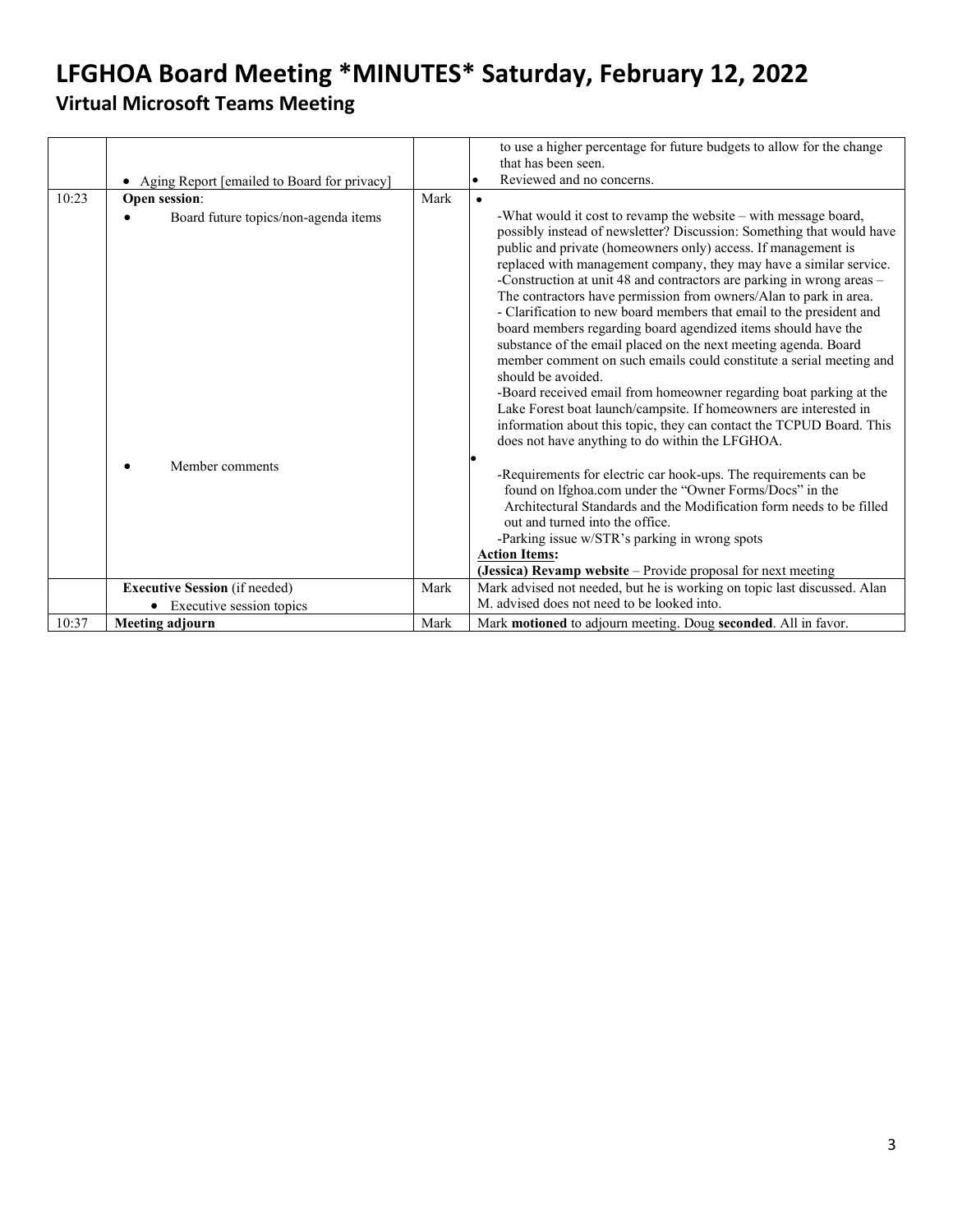# LFGHOA Board Meeting *MINUTES* Saturday, February 12, 2022

## Virtual Microsoft Teams Meeting

| | | | |
|---|---|---|---|
| | • Aging Report [emailed to Board for privacy] | | to use a higher percentage for future budgets to allow for the change that has been seen.<br>• Reviewed and no concerns. |
| 10:23 | **Open session**:<br>• Board future topics/non-agenda items<br><br>• Member comments | Mark | • -What would it cost to revamp the website – with message board, possibly instead of newsletter? Discussion: Something that would have public and private (homeowners only) access. If management is replaced with management company, they may have a similar service.<br>-Construction at unit 48 and contractors are parking in wrong areas – The contractors have permission from owners/Alan to park in area.<br>- Clarification to new board members that email to the president and board members regarding board agendized items should have the substance of the email placed on the next meeting agenda. Board member comment on such emails could constitute a serial meeting and should be avoided.<br>-Board received email from homeowner regarding boat parking at the Lake Forest boat launch/campsite. If homeowners are interested in information about this topic, they can contact the TCPUD Board. This does not have anything to do within the LFGHOA.<br>• -Requirements for electric car hook-ups. The requirements can be found on lfghoa.com under the "Owner Forms/Docs" in the Architectural Standards and the Modification form needs to be filled out and turned into the office.<br>-Parking issue w/STR's parking in wrong spots<br>**Action Items:**<br>**(Jessica) Revamp website** – Provide proposal for next meeting |
| | **Executive Session** (if needed)<br>• Executive session topics | Mark | Mark advised not needed, but he is working on topic last discussed. Alan M. advised does not need to be looked into. |
| 10:37 | **Meeting adjourn** | Mark | Mark **motioned** to adjourn meeting. Doug **seconded**. All in favor. |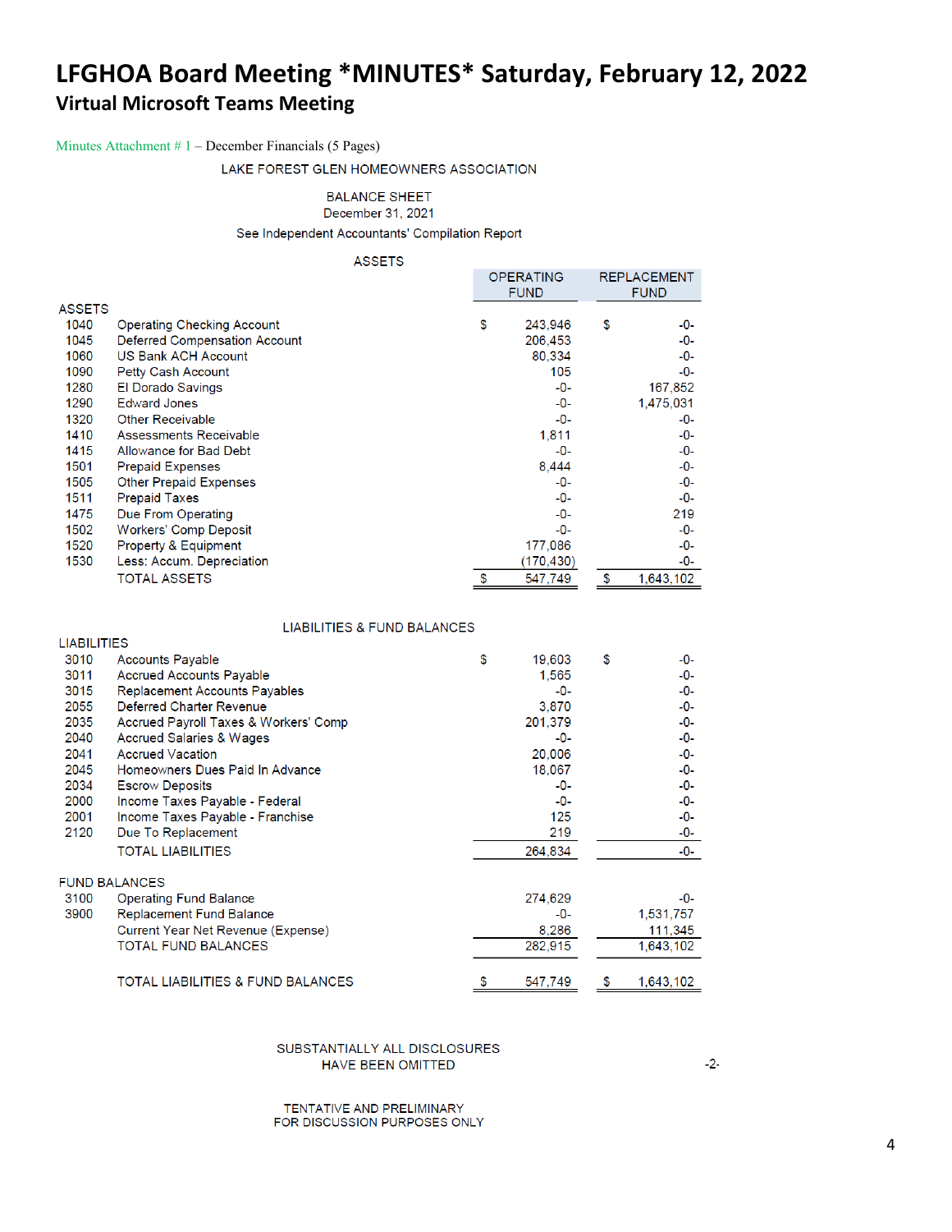# LFGHOA Board Meeting *MINUTES* Saturday, February 12, 2022

## Virtual Microsoft Teams Meeting

Minutes Attachment # 1 – December Financials (5 Pages)

LAKE FOREST GLEN HOMEOWNERS ASSOCIATION

BALANCE SHEET
December 31, 2021
See Independent Accountants' Compilation Report

ASSETS

| | | OPERATING FUND | REPLACEMENT FUND |
|---|---|---|---|
| **ASSETS** | | | |
| 1040 | Operating Checking Account | $ 243,946 | $ -0- |
| 1045 | Deferred Compensation Account | 206,453 | -0- |
| 1060 | US Bank ACH Account | 80,334 | -0- |
| 1090 | Petty Cash Account | 105 | -0- |
| 1280 | El Dorado Savings | -0- | 167,852 |
| 1290 | Edward Jones | -0- | 1,475,031 |
| 1320 | Other Receivable | -0- | -0- |
| 1410 | Assessments Receivable | 1,811 | -0- |
| 1415 | Allowance for Bad Debt | -0- | -0- |
| 1501 | Prepaid Expenses | 8,444 | -0- |
| 1505 | Other Prepaid Expenses | -0- | -0- |
| 1511 | Prepaid Taxes | -0- | -0- |
| 1475 | Due From Operating | -0- | 219 |
| 1502 | Workers' Comp Deposit | -0- | -0- |
| 1520 | Property & Equipment | 177,086 | -0- |
| 1530 | Less: Accum. Depreciation | (170,430) | -0- |
| | TOTAL ASSETS | $ 547,749 | $ 1,643,102 |

LIABILITIES & FUND BALANCES

| | | OPERATING FUND | REPLACEMENT FUND |
|---|---|---|---|
| **LIABILITIES** | | | |
| 3010 | Accounts Payable | $ 19,603 | $ -0- |
| 3011 | Accrued Accounts Payable | 1,565 | -0- |
| 3015 | Replacement Accounts Payables | -0- | -0- |
| 2055 | Deferred Charter Revenue | 3,870 | -0- |
| 2035 | Accrued Payroll Taxes & Workers' Comp | 201,379 | -0- |
| 2040 | Accrued Salaries & Wages | -0- | -0- |
| 2041 | Accrued Vacation | 20,006 | -0- |
| 2045 | Homeowners Dues Paid In Advance | 18,067 | -0- |
| 2034 | Escrow Deposits | -0- | -0- |
| 2000 | Income Taxes Payable - Federal | -0- | -0- |
| 2001 | Income Taxes Payable - Franchise | 125 | -0- |
| 2120 | Due To Replacement | 219 | -0- |
| | TOTAL LIABILITIES | 264,834 | -0- |
| **FUND BALANCES** | | | |
| 3100 | Operating Fund Balance | 274,629 | -0- |
| 3900 | Replacement Fund Balance | -0- | 1,531,757 |
| | Current Year Net Revenue (Expense) | 8,286 | 111,345 |
| | TOTAL FUND BALANCES | 282,915 | 1,643,102 |
| | TOTAL LIABILITIES & FUND BALANCES | $ 547,749 | $ 1,643,102 |

SUBSTANTIALLY ALL DISCLOSURES
HAVE BEEN OMITTED

-2-

TENTATIVE AND PRELIMINARY
FOR DISCUSSION PURPOSES ONLY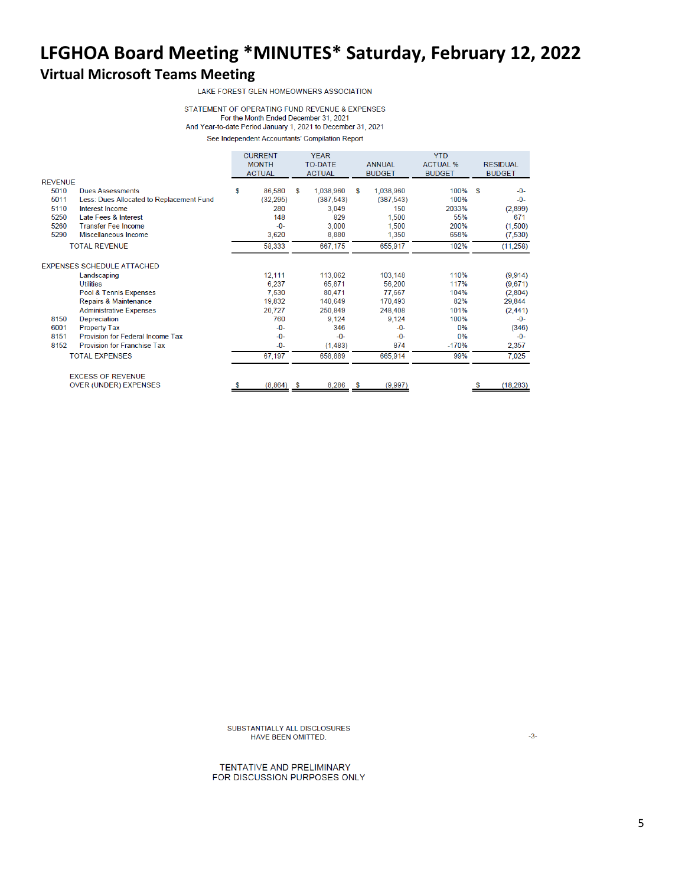# LFGHOA Board Meeting *MINUTES* Saturday, February 12, 2022

## Virtual Microsoft Teams Meeting

LAKE FOREST GLEN HOMEOWNERS ASSOCIATION

STATEMENT OF OPERATING FUND REVENUE & EXPENSES
For the Month Ended December 31, 2021
And Year-to-date Period January 1, 2021 to December 31, 2021

See Independent Accountants' Compilation Report

| | | CURRENT MONTH ACTUAL | YEAR TO-DATE ACTUAL | ANNUAL BUDGET | YTD ACTUAL % BUDGET | RESIDUAL BUDGET |
|---|---|---|---|---|---|---|
| REVENUE | | | | | | |
| 5010 | Dues Assessments | $ 86,580 | $ 1,038,960 | $ 1,038,960 | 100% | $ -0- |
| 5011 | Less: Dues Allocated to Replacement Fund | (32,295) | (387,543) | (387,543) | 100% | -0- |
| 5110 | Interest Income | 280 | 3,049 | 150 | 2033% | (2,899) |
| 5250 | Late Fees & Interest | 148 | 829 | 1,500 | 55% | 671 |
| 5260 | Transfer Fee Income | -0- | 3,000 | 1,500 | 200% | (1,500) |
| 5290 | Miscellaneous Income | 3,620 | 8,880 | 1,350 | 658% | (7,530) |
| | TOTAL REVENUE | 58,333 | 667,175 | 655,917 | 102% | (11,258) |
| EXPENSES SCHEDULE ATTACHED | | | | | | |
| | Landscaping | 12,111 | 113,062 | 103,148 | 110% | (9,914) |
| | Utilities | 6,237 | 65,871 | 56,200 | 117% | (9,671) |
| | Pool & Tennis Expenses | 7,530 | 80,471 | 77,667 | 104% | (2,804) |
| | Repairs & Maintenance | 19,832 | 140,649 | 170,493 | 82% | 29,844 |
| | Administrative Expenses | 20,727 | 250,849 | 248,408 | 101% | (2,441) |
| 8150 | Depreciation | 760 | 9,124 | 9,124 | 100% | -0- |
| 6001 | Property Tax | -0- | 346 | -0- | 0% | (346) |
| 8151 | Provision for Federal Income Tax | -0- | -0- | -0- | 0% | -0- |
| 8152 | Provision for Franchise Tax | -0- | (1,483) | 874 | -170% | 2,357 |
| | TOTAL EXPENSES | 67,197 | 658,889 | 665,914 | 99% | 7,025 |
| | EXCESS OF REVENUE OVER (UNDER) EXPENSES | $ (8,864) | $ 8,286 | $ (9,997) | | $ (18,283) |

SUBSTANTIALLY ALL DISCLOSURES HAVE BEEN OMITTED.

-3-

TENTATIVE AND PRELIMINARY
FOR DISCUSSION PURPOSES ONLY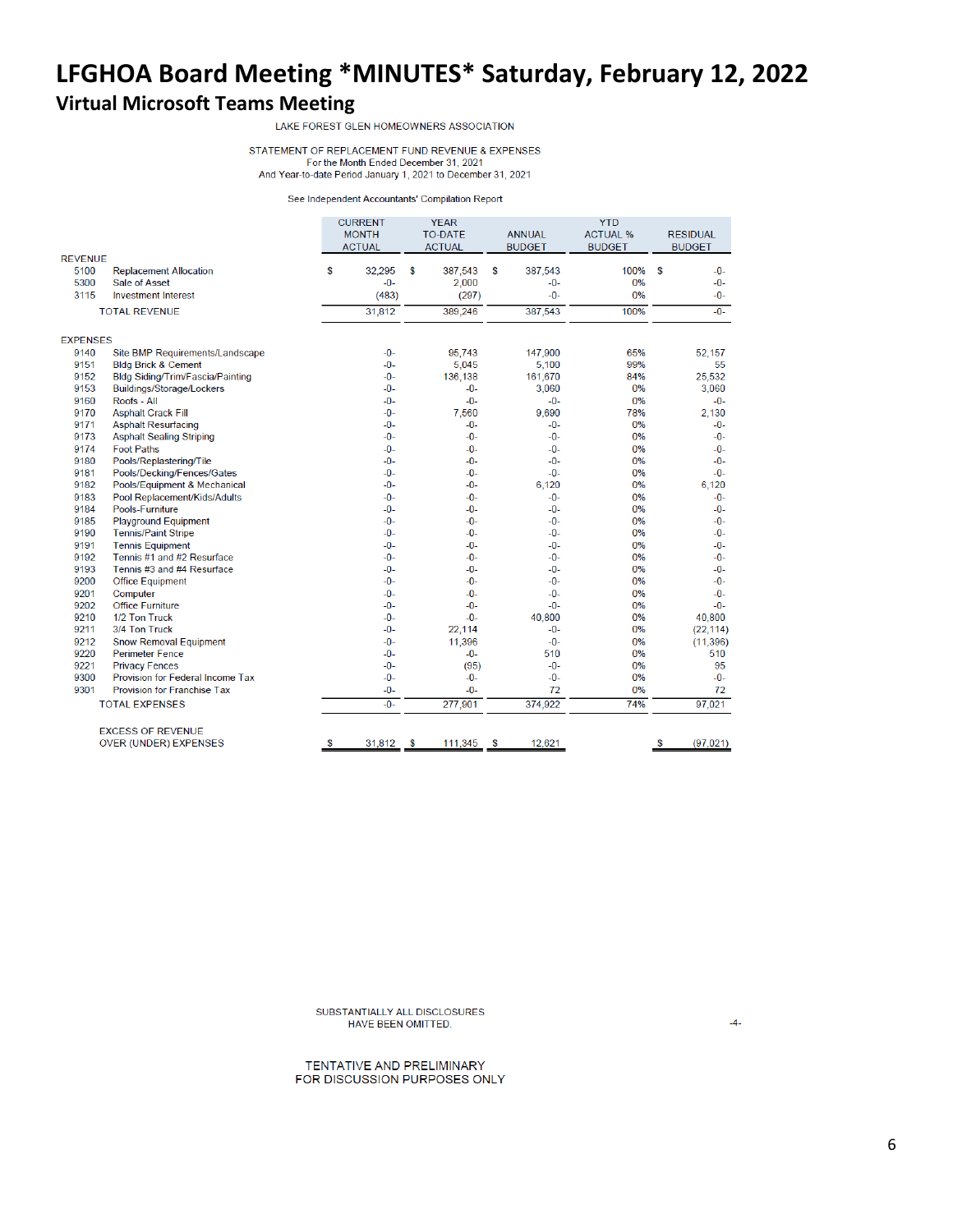# LFGHOA Board Meeting *MINUTES* Saturday, February 12, 2022

## Virtual Microsoft Teams Meeting

LAKE FOREST GLEN HOMEOWNERS ASSOCIATION

STATEMENT OF REPLACEMENT FUND REVENUE & EXPENSES
For the Month Ended December 31, 2021
And Year-to-date Period January 1, 2021 to December 31, 2021

See Independent Accountants' Compilation Report

| | | CURRENT MONTH ACTUAL | YEAR TO-DATE ACTUAL | ANNUAL BUDGET | YTD ACTUAL % BUDGET | RESIDUAL BUDGET |
|---|---|---|---|---|---|---|
| **REVENUE** | | | | | | |
| 5100 | Replacement Allocation | $ 32,295 | $ 387,543 | $ 387,543 | 100% | $ -0- |
| 5300 | Sale of Asset | -0- | 2,000 | -0- | 0% | -0- |
| 3115 | Investment Interest | (483) | (297) | -0- | 0% | -0- |
| | TOTAL REVENUE | 31,812 | 389,246 | 387,543 | 100% | -0- |
| **EXPENSES** | | | | | | |
| 9140 | Site BMP Requirements/Landscape | -0- | 95,743 | 147,900 | 65% | 52,157 |
| 9151 | Bldg Brick & Cement | -0- | 5,045 | 5,100 | 99% | 55 |
| 9152 | Bldg Siding/Trim/Fascia/Painting | -0- | 136,138 | 161,670 | 84% | 25,532 |
| 9153 | Buildings/Storage/Lockers | -0- | -0- | 3,060 | 0% | 3,060 |
| 9160 | Roofs - All | -0- | -0- | -0- | 0% | -0- |
| 9170 | Asphalt Crack Fill | -0- | 7,560 | 9,690 | 78% | 2,130 |
| 9171 | Asphalt Resurfacing | -0- | -0- | -0- | 0% | -0- |
| 9173 | Asphalt Sealing Striping | -0- | -0- | -0- | 0% | -0- |
| 9174 | Foot Paths | -0- | -0- | -0- | 0% | -0- |
| 9180 | Pools/Replastering/Tile | -0- | -0- | -0- | 0% | -0- |
| 9181 | Pools/Decking/Fences/Gates | -0- | -0- | -0- | 0% | -0- |
| 9182 | Pools/Equipment & Mechanical | -0- | -0- | 6,120 | 0% | 6,120 |
| 9183 | Pool Replacement/Kids/Adults | -0- | -0- | -0- | 0% | -0- |
| 9184 | Pools-Furniture | -0- | -0- | -0- | 0% | -0- |
| 9185 | Playground Equipment | -0- | -0- | -0- | 0% | -0- |
| 9190 | Tennis/Paint Stripe | -0- | -0- | -0- | 0% | -0- |
| 9191 | Tennis Equipment | -0- | -0- | -0- | 0% | -0- |
| 9192 | Tennis #1 and #2 Resurface | -0- | -0- | -0- | 0% | -0- |
| 9193 | Tennis #3 and #4 Resurface | -0- | -0- | -0- | 0% | -0- |
| 9200 | Office Equipment | -0- | -0- | -0- | 0% | -0- |
| 9201 | Computer | -0- | -0- | -0- | 0% | -0- |
| 9202 | Office Furniture | -0- | -0- | -0- | 0% | -0- |
| 9210 | 1/2 Ton Truck | -0- | -0- | 40,800 | 0% | 40,800 |
| 9211 | 3/4 Ton Truck | -0- | 22,114 | -0- | 0% | (22,114) |
| 9212 | Snow Removal Equipment | -0- | 11,396 | -0- | 0% | (11,396) |
| 9220 | Perimeter Fence | -0- | -0- | 510 | 0% | 510 |
| 9221 | Privacy Fences | -0- | (95) | -0- | 0% | 95 |
| 9300 | Provision for Federal Income Tax | -0- | -0- | -0- | 0% | -0- |
| 9301 | Provision for Franchise Tax | -0- | -0- | 72 | 0% | 72 |
| | TOTAL EXPENSES | -0- | 277,901 | 374,922 | 74% | 97,021 |
| | EXCESS OF REVENUE OVER (UNDER) EXPENSES | $ 31,812 | $ 111,345 | $ 12,621 | | $ (97,021) |

SUBSTANTIALLY ALL DISCLOSURES HAVE BEEN OMITTED.

-4-

TENTATIVE AND PRELIMINARY
FOR DISCUSSION PURPOSES ONLY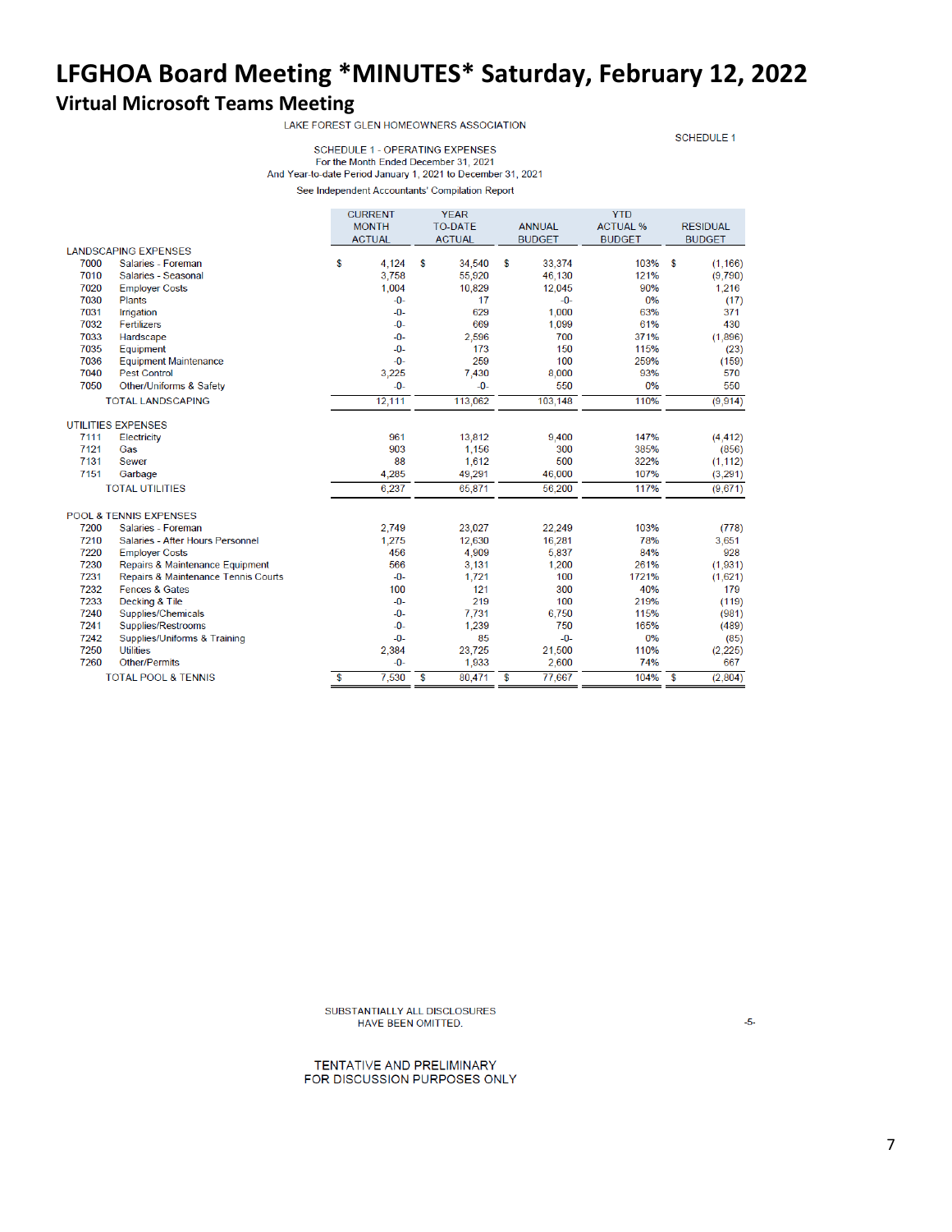# LFGHOA Board Meeting *MINUTES* Saturday, February 12, 2022

## Virtual Microsoft Teams Meeting

LAKE FOREST GLEN HOMEOWNERS ASSOCIATION

SCHEDULE 1

SCHEDULE 1 - OPERATING EXPENSES
For the Month Ended December 31, 2021
And Year-to-date Period January 1, 2021 to December 31, 2021

See Independent Accountants' Compilation Report

| | | CURRENT MONTH ACTUAL | YEAR TO-DATE ACTUAL | ANNUAL BUDGET | YTD ACTUAL % BUDGET | RESIDUAL BUDGET |
|---|---|---|---|---|---|---|
| **LANDSCAPING EXPENSES** | | | | | | |
| 7000 | Salaries - Foreman | $ 4,124 | $ 34,540 | $ 33,374 | 103% | $ (1,166) |
| 7010 | Salaries - Seasonal | 3,758 | 55,920 | 46,130 | 121% | (9,790) |
| 7020 | Employer Costs | 1,004 | 10,829 | 12,045 | 90% | 1,216 |
| 7030 | Plants | -0- | 17 | -0- | 0% | (17) |
| 7031 | Irrigation | -0- | 629 | 1,000 | 63% | 371 |
| 7032 | Fertilizers | -0- | 669 | 1,099 | 61% | 430 |
| 7033 | Hardscape | -0- | 2,596 | 700 | 371% | (1,896) |
| 7035 | Equipment | -0- | 173 | 150 | 115% | (23) |
| 7036 | Equipment Maintenance | -0- | 259 | 100 | 259% | (159) |
| 7040 | Pest Control | 3,225 | 7,430 | 8,000 | 93% | 570 |
| 7050 | Other/Uniforms & Safety | -0- | -0- | 550 | 0% | 550 |
| | TOTAL LANDSCAPING | 12,111 | 113,062 | 103,148 | 110% | (9,914) |
| **UTILITIES EXPENSES** | | | | | | |
| 7111 | Electricity | 961 | 13,812 | 9,400 | 147% | (4,412) |
| 7121 | Gas | 903 | 1,156 | 300 | 385% | (856) |
| 7131 | Sewer | 88 | 1,612 | 500 | 322% | (1,112) |
| 7151 | Garbage | 4,285 | 49,291 | 46,000 | 107% | (3,291) |
| | TOTAL UTILITIES | 6,237 | 65,871 | 56,200 | 117% | (9,671) |
| **POOL & TENNIS EXPENSES** | | | | | | |
| 7200 | Salaries - Foreman | 2,749 | 23,027 | 22,249 | 103% | (778) |
| 7210 | Salaries - After Hours Personnel | 1,275 | 12,630 | 16,281 | 78% | 3,651 |
| 7220 | Employer Costs | 456 | 4,909 | 5,837 | 84% | 928 |
| 7230 | Repairs & Maintenance Equipment | 566 | 3,131 | 1,200 | 261% | (1,931) |
| 7231 | Repairs & Maintenance Tennis Courts | -0- | 1,721 | 100 | 1721% | (1,621) |
| 7232 | Fences & Gates | 100 | 121 | 300 | 40% | 179 |
| 7233 | Decking & Tile | -0- | 219 | 100 | 219% | (119) |
| 7240 | Supplies/Chemicals | -0- | 7,731 | 6,750 | 115% | (981) |
| 7241 | Supplies/Restrooms | -0- | 1,239 | 750 | 165% | (489) |
| 7242 | Supplies/Uniforms & Training | -0- | 85 | -0- | 0% | (85) |
| 7250 | Utilities | 2,384 | 23,725 | 21,500 | 110% | (2,225) |
| 7260 | Other/Permits | -0- | 1,933 | 2,600 | 74% | 667 |
| | TOTAL POOL & TENNIS | $ 7,530 | $ 80,471 | $ 77,667 | 104% | $ (2,804) |

SUBSTANTIALLY ALL DISCLOSURES HAVE BEEN OMITTED.

-5-

TENTATIVE AND PRELIMINARY
FOR DISCUSSION PURPOSES ONLY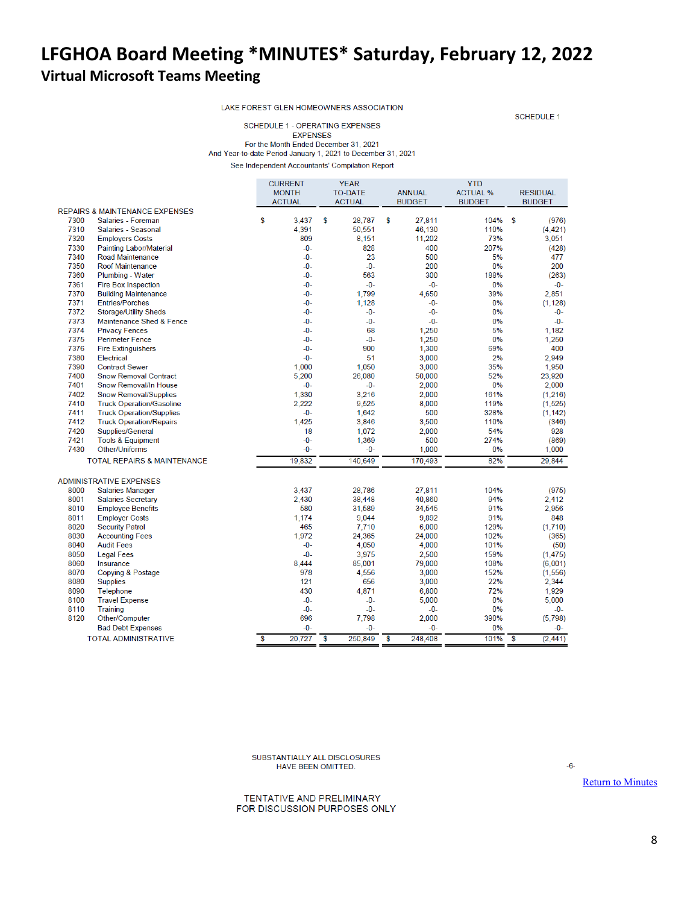# LFGHOA Board Meeting *MINUTES* Saturday, February 12, 2022

## Virtual Microsoft Teams Meeting

LAKE FOREST GLEN HOMEOWNERS ASSOCIATION

SCHEDULE 1

SCHEDULE 1 - OPERATING EXPENSES
EXPENSES
For the Month Ended December 31, 2021
And Year-to-date Period January 1, 2021 to December 31, 2021
See Independent Accountants' Compilation Report

| | | CURRENT MONTH ACTUAL | YEAR TO-DATE ACTUAL | ANNUAL BUDGET | YTD ACTUAL % BUDGET | RESIDUAL BUDGET |
|---|---|---|---|---|---|---|
| REPAIRS & MAINTENANCE EXPENSES | | | | | | |
| 7300 | Salaries - Foreman | $ 3,437 | $ 28,787 | $ 27,811 | 104% | $ (976) |
| 7310 | Salaries - Seasonal | 4,391 | 50,551 | 46,130 | 110% | (4,421) |
| 7320 | Employers Costs | 809 | 8,151 | 11,202 | 73% | 3,051 |
| 7330 | Painting Labor/Material | -0- | 828 | 400 | 207% | (428) |
| 7340 | Road Maintenance | -0- | 23 | 500 | 5% | 477 |
| 7350 | Roof Maintenance | -0- | -0- | 200 | 0% | 200 |
| 7360 | Plumbing - Water | -0- | 563 | 300 | 188% | (263) |
| 7361 | Fire Box Inspection | -0- | -0- | -0- | 0% | -0- |
| 7370 | Building Maintenance | -0- | 1,799 | 4,650 | 39% | 2,851 |
| 7371 | Entries/Porches | -0- | 1,128 | -0- | 0% | (1,128) |
| 7372 | Storage/Utility Sheds | -0- | -0- | -0- | 0% | -0- |
| 7373 | Maintenance Shed & Fence | -0- | -0- | -0- | 0% | -0- |
| 7374 | Privacy Fences | -0- | 68 | 1,250 | 5% | 1,182 |
| 7375 | Perimeter Fence | -0- | -0- | 1,250 | 0% | 1,250 |
| 7376 | Fire Extinguishers | -0- | 900 | 1,300 | 69% | 400 |
| 7380 | Electrical | -0- | 51 | 3,000 | 2% | 2,949 |
| 7390 | Contract Sewer | 1,000 | 1,050 | 3,000 | 35% | 1,950 |
| 7400 | Snow Removal Contract | 5,200 | 26,080 | 50,000 | 52% | 23,920 |
| 7401 | Snow Removal/In House | -0- | -0- | 2,000 | 0% | 2,000 |
| 7402 | Snow Removal/Supplies | 1,330 | 3,216 | 2,000 | 161% | (1,216) |
| 7410 | Truck Operation/Gasoline | 2,222 | 9,525 | 8,000 | 119% | (1,525) |
| 7411 | Truck Operation/Supplies | -0- | 1,642 | 500 | 328% | (1,142) |
| 7412 | Truck Operation/Repairs | 1,425 | 3,846 | 3,500 | 110% | (346) |
| 7420 | Supplies/General | 18 | 1,072 | 2,000 | 54% | 928 |
| 7421 | Tools & Equipment | -0- | 1,369 | 500 | 274% | (869) |
| 7430 | Other/Uniforms | -0- | -0- | 1,000 | 0% | 1,000 |
| | TOTAL REPAIRS & MAINTENANCE | 19,832 | 140,649 | 170,493 | 82% | 29,844 |
| ADMINISTRATIVE EXPENSES | | | | | | |
| 8000 | Salaries Manager | 3,437 | 28,786 | 27,811 | 104% | (975) |
| 8001 | Salaries Secretary | 2,430 | 38,448 | 40,860 | 94% | 2,412 |
| 8010 | Employee Benefits | 580 | 31,589 | 34,545 | 91% | 2,956 |
| 8011 | Employer Costs | 1,174 | 9,044 | 9,892 | 91% | 848 |
| 8020 | Security Patrol | 465 | 7,710 | 6,000 | 129% | (1,710) |
| 8030 | Accounting Fees | 1,972 | 24,365 | 24,000 | 102% | (365) |
| 8040 | Audit Fees | -0- | 4,050 | 4,000 | 101% | (50) |
| 8050 | Legal Fees | -0- | 3,975 | 2,500 | 159% | (1,475) |
| 8060 | Insurance | 8,444 | 85,001 | 79,000 | 108% | (6,001) |
| 8070 | Copying & Postage | 978 | 4,556 | 3,000 | 152% | (1,556) |
| 8080 | Supplies | 121 | 656 | 3,000 | 22% | 2,344 |
| 8090 | Telephone | 430 | 4,871 | 6,800 | 72% | 1,929 |
| 8100 | Travel Expense | -0- | -0- | 5,000 | 0% | 5,000 |
| 8110 | Training | -0- | -0- | -0- | 0% | -0- |
| 8120 | Other/Computer | 696 | 7,798 | 2,000 | 390% | (5,798) |
| | Bad Debt Expenses | -0- | -0- | -0- | 0% | -0- |
| | TOTAL ADMINISTRATIVE | $ 20,727 | $ 250,849 | $ 248,408 | 101% | $ (2,441) |

SUBSTANTIALLY ALL DISCLOSURES
HAVE BEEN OMITTED.

-6-

Return to Minutes

TENTATIVE AND PRELIMINARY
FOR DISCUSSION PURPOSES ONLY